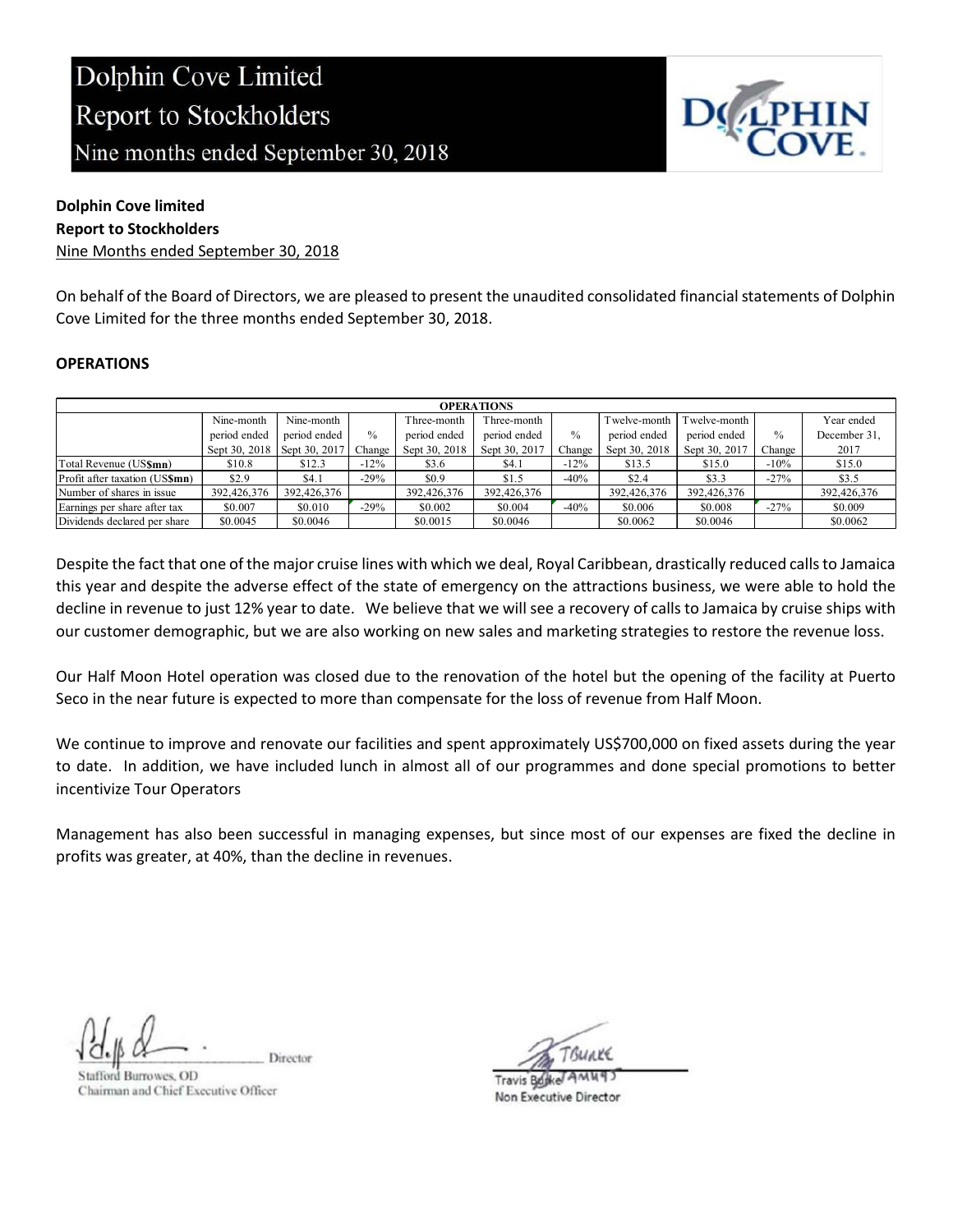# Dolphin Cove Limited
# Report to Stockholders
## Nine months ended September 30, 2018

**Dolphin Cove limited**
**Report to Stockholders**
Nine Months ended September 30, 2018

On behalf of the Board of Directors, we are pleased to present the unaudited consolidated financial statements of Dolphin Cove Limited for the three months ended September 30, 2018.

**OPERATIONS**

| OPERATIONS | | | | | | | | | | |
|---|---|---|---|---|---|---|---|---|---|---|
| | Nine-month period ended Sept 30, 2018 | Nine-month period ended Sept 30, 2017 | % Change | Three-month period ended Sept 30, 2018 | Three-month period ended Sept 30, 2017 | % Change | Twelve-month period ended Sept 30, 2018 | Twelve-month period ended Sept 30, 2017 | % Change | Year ended December 31, 2017 |
| Total Revenue (US$mn) | $10.8 | $12.3 | -12% | $3.6 | $4.1 | -12% | $13.5 | $15.0 | -10% | $15.0 |
| Profit after taxation (US$mn) | $2.9 | $4.1 | -29% | $0.9 | $1.5 | -40% | $2.4 | $3.3 | -27% | $3.5 |
| Number of shares in issue | 392,426,376 | 392,426,376 | | 392,426,376 | 392,426,376 | | 392,426,376 | 392,426,376 | | 392,426,376 |
| Earnings per share after tax | $0.007 | $0.010 | -29% | $0.002 | $0.004 | -40% | $0.006 | $0.008 | -27% | $0.009 |
| Dividends declared per share | $0.0045 | $0.0046 | | $0.0015 | $0.0046 | | $0.0062 | $0.0046 | | $0.0062 |

Despite the fact that one of the major cruise lines with which we deal, Royal Caribbean, drastically reduced calls to Jamaica this year and despite the adverse effect of the state of emergency on the attractions business, we were able to hold the decline in revenue to just 12% year to date. We believe that we will see a recovery of calls to Jamaica by cruise ships with our customer demographic, but we are also working on new sales and marketing strategies to restore the revenue loss.

Our Half Moon Hotel operation was closed due to the renovation of the hotel but the opening of the facility at Puerto Seco in the near future is expected to more than compensate for the loss of revenue from Half Moon.

We continue to improve and renovate our facilities and spent approximately US$700,000 on fixed assets during the year to date. In addition, we have included lunch in almost all of our programmes and done special promotions to better incentivize Tour Operators

Management has also been successful in managing expenses, but since most of our expenses are fixed the decline in profits was greater, at 40%, than the decline in revenues.

Director
Stafford Burrowes, OD
Chairman and Chief Executive Officer

Travis Burke
Non Executive Director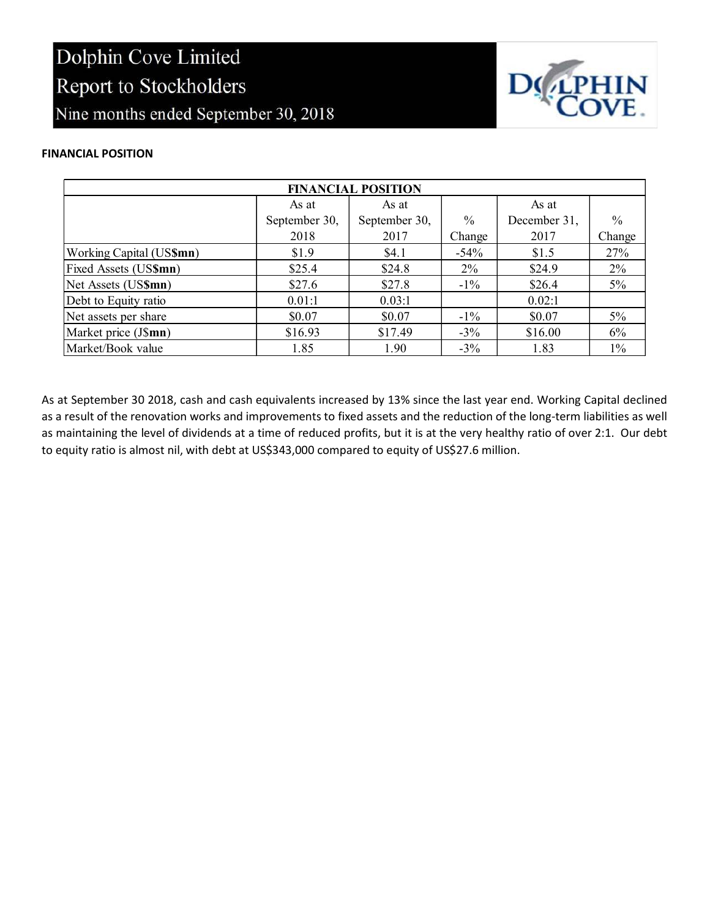# Dolphin Cove Limited
## Report to Stockholders
### Nine months ended September 30, 2018

**FINANCIAL POSITION**

| FINANCIAL POSITION | | | | | |
|---|---|---|---|---|---|
| | As at September 30, 2018 | As at September 30, 2017 | % Change | As at December 31, 2017 | % Change |
| Working Capital (US**$mn**) | $1.9 | $4.1 | -54% | $1.5 | 27% |
| Fixed Assets (US**$mn**) | $25.4 | $24.8 | 2% | $24.9 | 2% |
| Net Assets (US**$mn**) | $27.6 | $27.8 | -1% | $26.4 | 5% |
| Debt to Equity ratio | 0.01:1 | 0.03:1 | | 0.02:1 | |
| Net assets per share | $0.07 | $0.07 | -1% | $0.07 | 5% |
| Market price (J**$mn**) | $16.93 | $17.49 | -3% | $16.00 | 6% |
| Market/Book value | 1.85 | 1.90 | -3% | 1.83 | 1% |

As at September 30 2018, cash and cash equivalents increased by 13% since the last year end. Working Capital declined as a result of the renovation works and improvements to fixed assets and the reduction of the long-term liabilities as well as maintaining the level of dividends at a time of reduced profits, but it is at the very healthy ratio of over 2:1. Our debt to equity ratio is almost nil, with debt at US$343,000 compared to equity of US$27.6 million.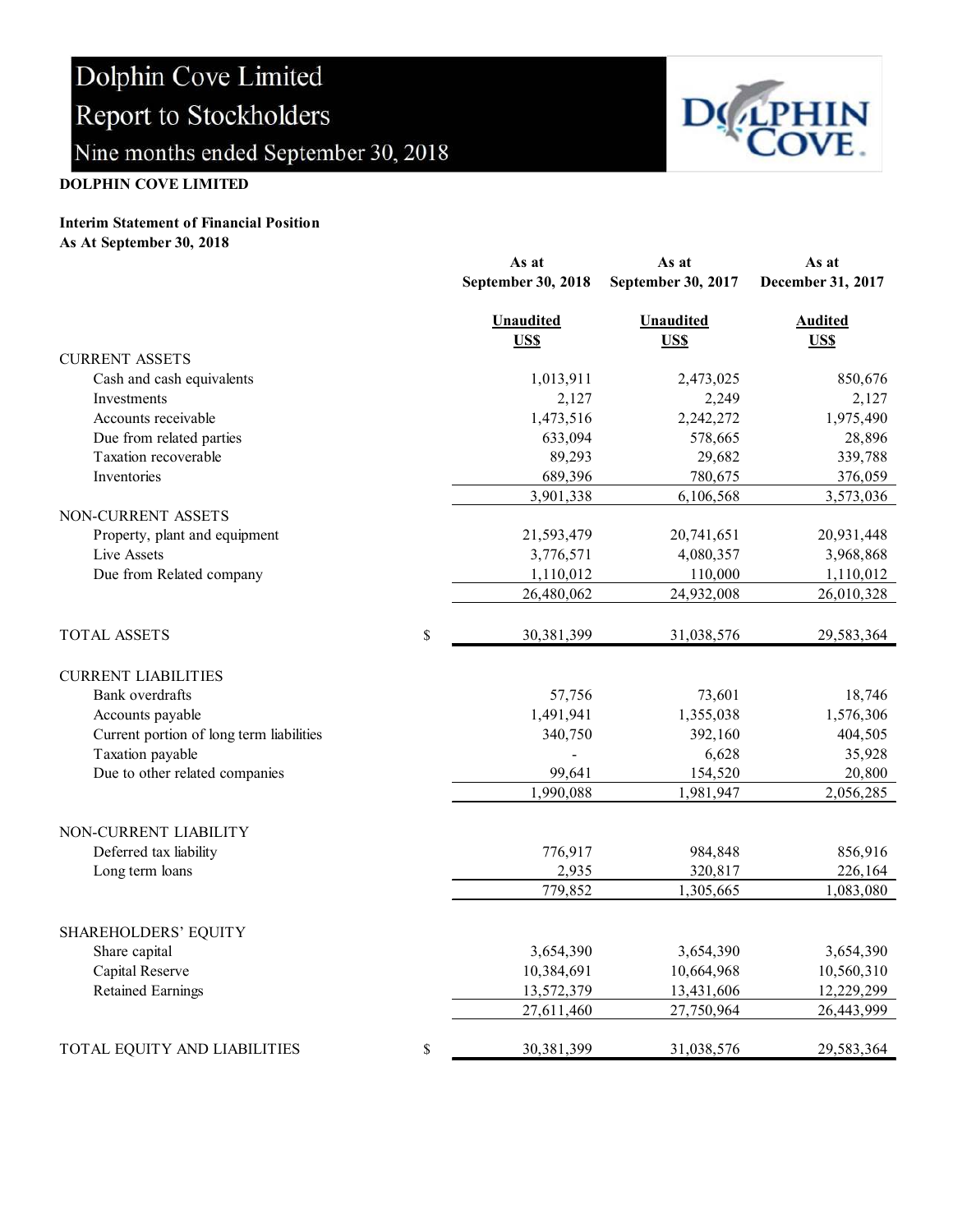# Dolphin Cove Limited
## Report to Stockholders
## Nine months ended September 30, 2018

**DOLPHIN COVE LIMITED**

**Interim Statement of Financial Position**
**As At September 30, 2018**

| | | As at September 30, 2018 | As at September 30, 2017 | As at December 31, 2017 |
|---|---|---|---|---|
| | | **Unaudited** | **Unaudited** | **Audited** |
| | | **US$** | **US$** | **US$** |
| CURRENT ASSETS | | | | |
| Cash and cash equivalents | | 1,013,911 | 2,473,025 | 850,676 |
| Investments | | 2,127 | 2,249 | 2,127 |
| Accounts receivable | | 1,473,516 | 2,242,272 | 1,975,490 |
| Due from related parties | | 633,094 | 578,665 | 28,896 |
| Taxation recoverable | | 89,293 | 29,682 | 339,788 |
| Inventories | | 689,396 | 780,675 | 376,059 |
| | | 3,901,338 | 6,106,568 | 3,573,036 |
| NON-CURRENT ASSETS | | | | |
| Property, plant and equipment | | 21,593,479 | 20,741,651 | 20,931,448 |
| Live Assets | | 3,776,571 | 4,080,357 | 3,968,868 |
| Due from Related company | | 1,110,012 | 110,000 | 1,110,012 |
| | | 26,480,062 | 24,932,008 | 26,010,328 |
| TOTAL ASSETS | $ | 30,381,399 | 31,038,576 | 29,583,364 |
| CURRENT LIABILITIES | | | | |
| Bank overdrafts | | 57,756 | 73,601 | 18,746 |
| Accounts payable | | 1,491,941 | 1,355,038 | 1,576,306 |
| Current portion of long term liabilities | | 340,750 | 392,160 | 404,505 |
| Taxation payable | | - | 6,628 | 35,928 |
| Due to other related companies | | 99,641 | 154,520 | 20,800 |
| | | 1,990,088 | 1,981,947 | 2,056,285 |
| NON-CURRENT LIABILITY | | | | |
| Deferred tax liability | | 776,917 | 984,848 | 856,916 |
| Long term loans | | 2,935 | 320,817 | 226,164 |
| | | 779,852 | 1,305,665 | 1,083,080 |
| SHAREHOLDERS' EQUITY | | | | |
| Share capital | | 3,654,390 | 3,654,390 | 3,654,390 |
| Capital Reserve | | 10,384,691 | 10,664,968 | 10,560,310 |
| Retained Earnings | | 13,572,379 | 13,431,606 | 12,229,299 |
| | | 27,611,460 | 27,750,964 | 26,443,999 |
| TOTAL EQUITY AND LIABILITIES | $ | 30,381,399 | 31,038,576 | 29,583,364 |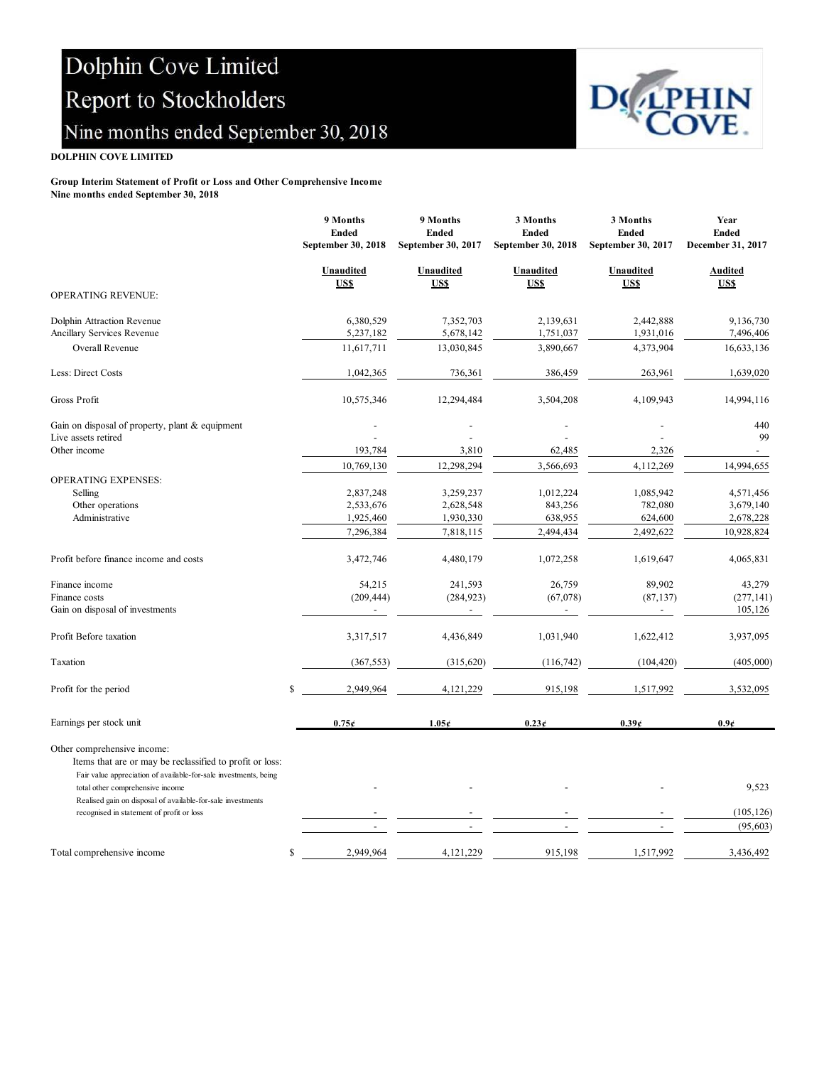# Dolphin Cove Limited
# Report to Stockholders
## Nine months ended September 30, 2018

**DOLPHIN COVE LIMITED**

**Group Interim Statement of Profit or Loss and Other Comprehensive Income**
**Nine months ended September 30, 2018**

| | 9 Months Ended September 30, 2018 | 9 Months Ended September 30, 2017 | 3 Months Ended September 30, 2018 | 3 Months Ended September 30, 2017 | Year Ended December 31, 2017 |
|---|---|---|---|---|---|
| | Unaudited US$ | Unaudited US$ | Unaudited US$ | Unaudited US$ | Audited US$ |
| OPERATING REVENUE: | | | | | |
| Dolphin Attraction Revenue | 6,380,529 | 7,352,703 | 2,139,631 | 2,442,888 | 9,136,730 |
| Ancillary Services Revenue | 5,237,182 | 5,678,142 | 1,751,037 | 1,931,016 | 7,496,406 |
| Overall Revenue | 11,617,711 | 13,030,845 | 3,890,667 | 4,373,904 | 16,633,136 |
| Less: Direct Costs | 1,042,365 | 736,361 | 386,459 | 263,961 | 1,639,020 |
| Gross Profit | 10,575,346 | 12,294,484 | 3,504,208 | 4,109,943 | 14,994,116 |
| Gain on disposal of property, plant & equipment | - | - | - | - | 440 |
| Live assets retired | - | - | - | - | 99 |
| Other income | 193,784 | 3,810 | 62,485 | 2,326 | - |
| | 10,769,130 | 12,298,294 | 3,566,693 | 4,112,269 | 14,994,655 |
| OPERATING EXPENSES: | | | | | |
| Selling | 2,837,248 | 3,259,237 | 1,012,224 | 1,085,942 | 4,571,456 |
| Other operations | 2,533,676 | 2,628,548 | 843,256 | 782,080 | 3,679,140 |
| Administrative | 1,925,460 | 1,930,330 | 638,955 | 624,600 | 2,678,228 |
| | 7,296,384 | 7,818,115 | 2,494,434 | 2,492,622 | 10,928,824 |
| Profit before finance income and costs | 3,472,746 | 4,480,179 | 1,072,258 | 1,619,647 | 4,065,831 |
| Finance income | 54,215 | 241,593 | 26,759 | 89,902 | 43,279 |
| Finance costs | (209,444) | (284,923) | (67,078) | (87,137) | (277,141) |
| Gain on disposal of investments | - | - | - | - | 105,126 |
| Profit Before taxation | 3,317,517 | 4,436,849 | 1,031,940 | 1,622,412 | 3,937,095 |
| Taxation | (367,553) | (315,620) | (116,742) | (104,420) | (405,000) |
| Profit for the period | $ 2,949,964 | 4,121,229 | 915,198 | 1,517,992 | 3,532,095 |
| Earnings per stock unit | 0.75¢ | 1.05¢ | 0.23¢ | 0.39¢ | 0.9¢ |
| Other comprehensive income: | | | | | |
| Items that are or may be reclassified to profit or loss: | | | | | |
| Fair value appreciation of available-for-sale investments, being total other comprehensive income | - | - | - | - | 9,523 |
| Realised gain on disposal of available-for-sale investments recognised in statement of profit or loss | - | - | - | - | (105,126) |
| | - | - | - | - | (95,603) |
| Total comprehensive income | $ 2,949,964 | 4,121,229 | 915,198 | 1,517,992 | 3,436,492 |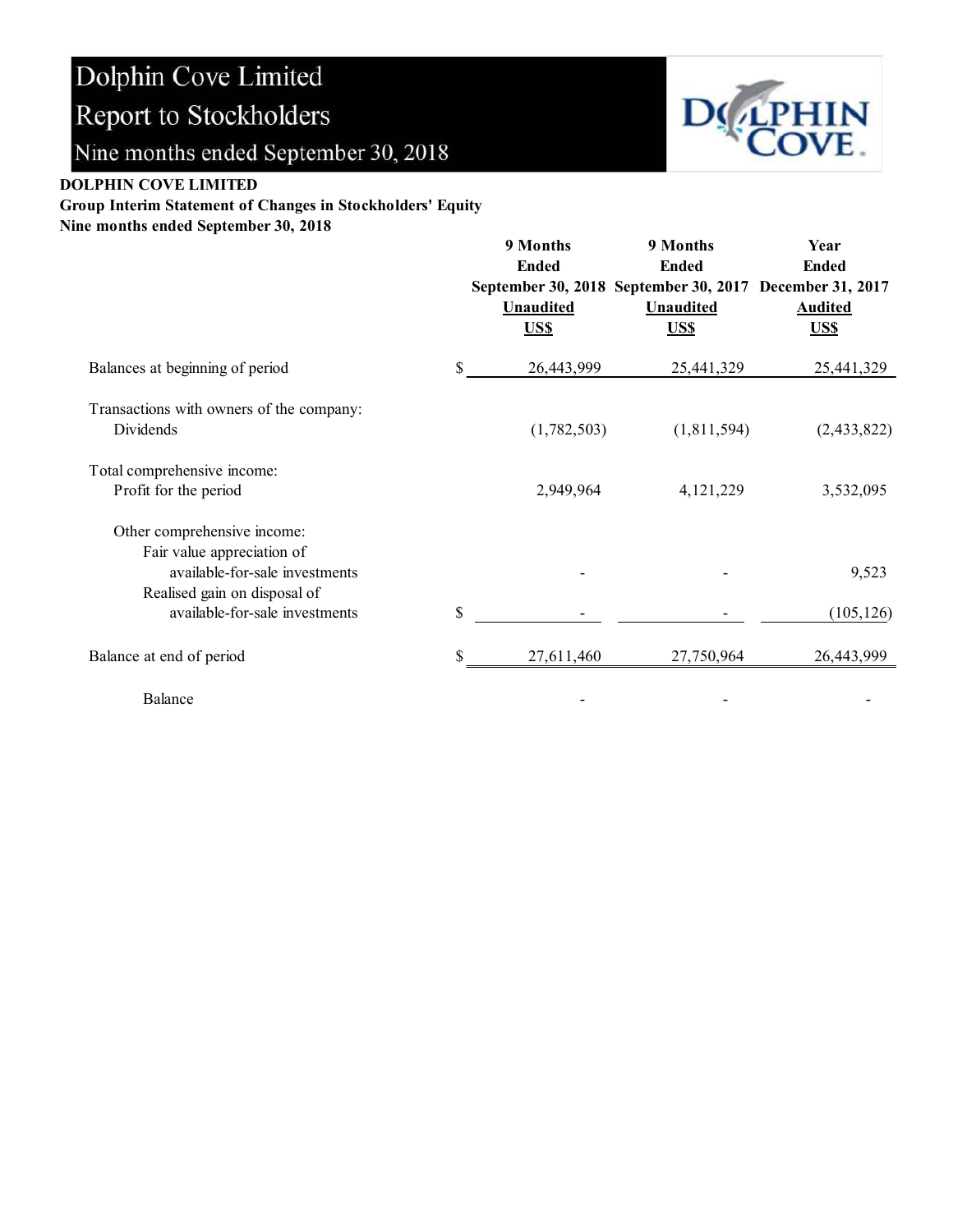# Dolphin Cove Limited

## Report to Stockholders

## Nine months ended September 30, 2018

**DOLPHIN COVE LIMITED**

**Group Interim Statement of Changes in Stockholders' Equity**

**Nine months ended September 30, 2018**

| | | 9 Months Ended September 30, 2018 Unaudited US$ | 9 Months Ended September 30, 2017 Unaudited US$ | Year Ended December 31, 2017 Audited US$ |
|---|---|---|---|---|
| Balances at beginning of period | $ | 26,443,999 | 25,441,329 | 25,441,329 |
| Transactions with owners of the company: | | | | |
| Dividends | | (1,782,503) | (1,811,594) | (2,433,822) |
| Total comprehensive income: | | | | |
| Profit for the period | | 2,949,964 | 4,121,229 | 3,532,095 |
| Other comprehensive income: | | | | |
| Fair value appreciation of available-for-sale investments | | - | - | 9,523 |
| Realised gain on disposal of available-for-sale investments | $ | - | - | (105,126) |
| Balance at end of period | $ | 27,611,460 | 27,750,964 | 26,443,999 |
| Balance | | - | - | - |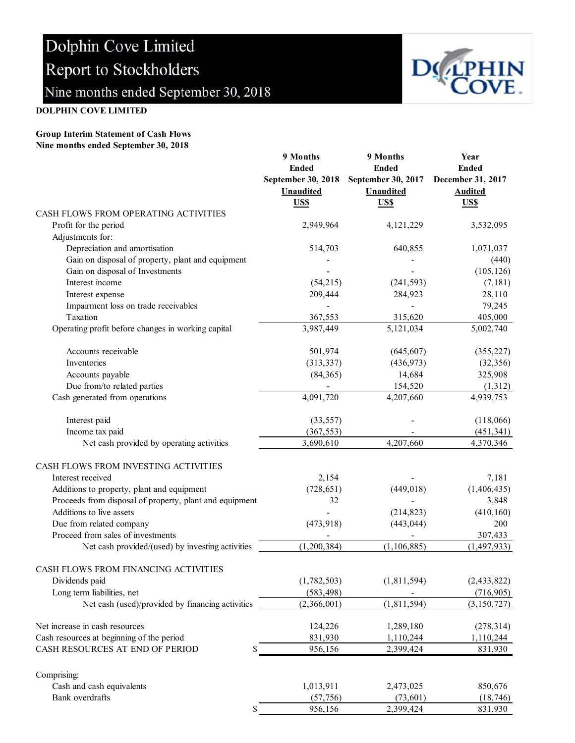# Dolphin Cove Limited
## Report to Stockholders
### Nine months ended September 30, 2018

**DOLPHIN COVE LIMITED**

**Group Interim Statement of Cash Flows**
**Nine months ended September 30, 2018**

| | 9 Months Ended September 30, 2018 Unaudited US$ | 9 Months Ended September 30, 2017 Unaudited US$ | Year Ended December 31, 2017 Audited US$ |
|---|---|---|---|
| CASH FLOWS FROM OPERATING ACTIVITIES | | | |
| Profit for the period | 2,949,964 | 4,121,229 | 3,532,095 |
| Adjustments for: | | | |
| Depreciation and amortisation | 514,703 | 640,855 | 1,071,037 |
| Gain on disposal of property, plant and equipment | - | - | (440) |
| Gain on disposal of Investments | - | - | (105,126) |
| Interest income | (54,215) | (241,593) | (7,181) |
| Interest expense | 209,444 | 284,923 | 28,110 |
| Impairment loss on trade receivables | - | - | 79,245 |
| Taxation | 367,553 | 315,620 | 405,000 |
| Operating profit before changes in working capital | 3,987,449 | 5,121,034 | 5,002,740 |
| Accounts receivable | 501,974 | (645,607) | (355,227) |
| Inventories | (313,337) | (436,973) | (32,356) |
| Accounts payable | (84,365) | 14,684 | 325,908 |
| Due from/to related parties | - | 154,520 | (1,312) |
| Cash generated from operations | 4,091,720 | 4,207,660 | 4,939,753 |
| Interest paid | (33,557) | - | (118,066) |
| Income tax paid | (367,553) | - | (451,341) |
| Net cash provided by operating activities | 3,690,610 | 4,207,660 | 4,370,346 |
| CASH FLOWS FROM INVESTING ACTIVITIES | | | |
| Interest received | 2,154 | - | 7,181 |
| Additions to property, plant and equipment | (728,651) | (449,018) | (1,406,435) |
| Proceeds from disposal of property, plant and equipment | 32 | - | 3,848 |
| Additions to live assets | - | (214,823) | (410,160) |
| Due from related company | (473,918) | (443,044) | 200 |
| Proceed from sales of investments | - | - | 307,433 |
| Net cash provided/(used) by investing activities | (1,200,384) | (1,106,885) | (1,497,933) |
| CASH FLOWS FROM FINANCING ACTIVITIES | | | |
| Dividends paid | (1,782,503) | (1,811,594) | (2,433,822) |
| Long term liabilities, net | (583,498) | - | (716,905) |
| Net cash (used)/provided by financing activities | (2,366,001) | (1,811,594) | (3,150,727) |
| Net increase in cash resources | 124,226 | 1,289,180 | (278,314) |
| Cash resources at beginning of the period | 831,930 | 1,110,244 | 1,110,244 |
| CASH RESOURCES AT END OF PERIOD $ | 956,156 | 2,399,424 | 831,930 |
| Comprising: | | | |
| Cash and cash equivalents | 1,013,911 | 2,473,025 | 850,676 |
| Bank overdrafts | (57,756) | (73,601) | (18,746) |
| $ | 956,156 | 2,399,424 | 831,930 |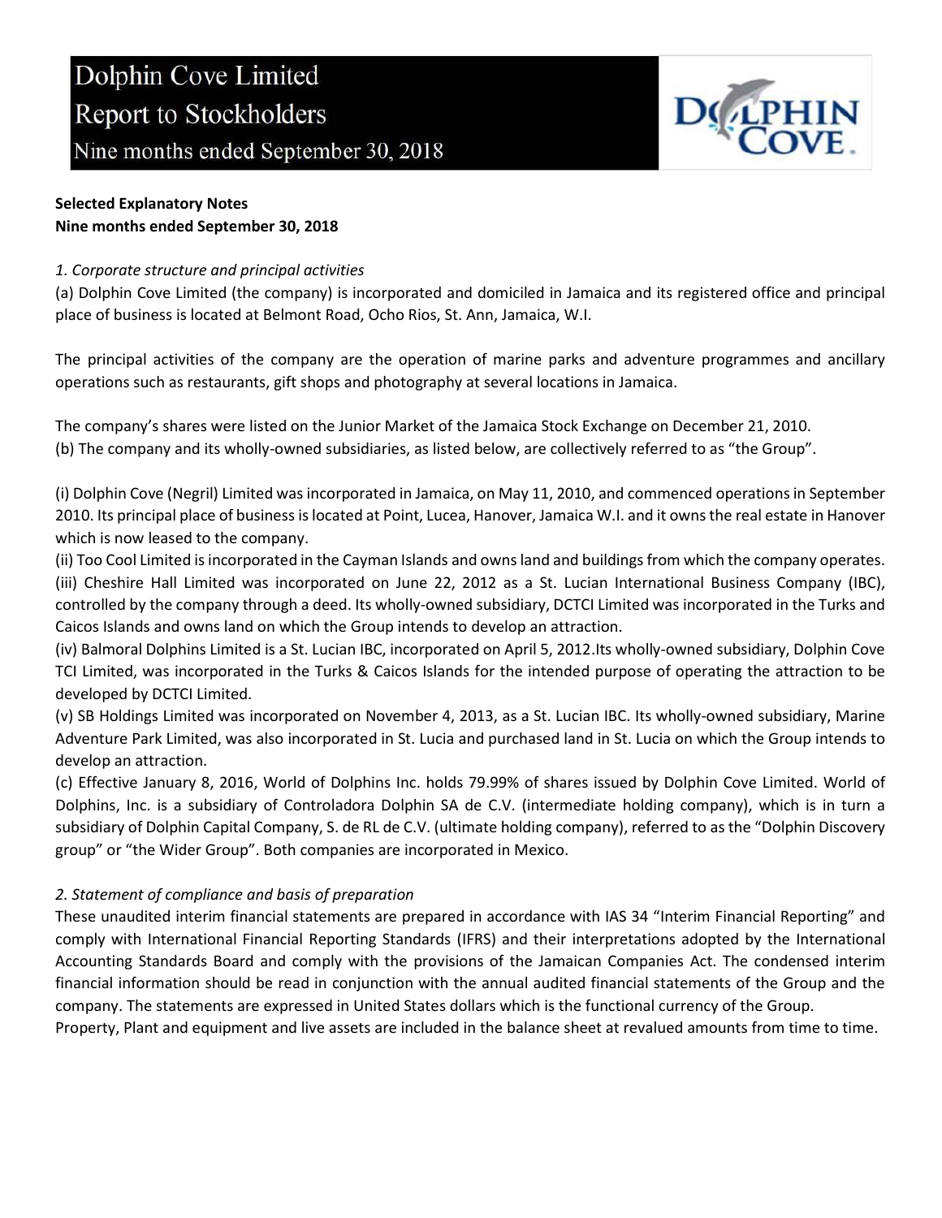# Dolphin Cove Limited
## Report to Stockholders
### Nine months ended September 30, 2018

**Selected Explanatory Notes**
**Nine months ended September 30, 2018**

*1. Corporate structure and principal activities*

(a) Dolphin Cove Limited (the company) is incorporated and domiciled in Jamaica and its registered office and principal place of business is located at Belmont Road, Ocho Rios, St. Ann, Jamaica, W.I.

The principal activities of the company are the operation of marine parks and adventure programmes and ancillary operations such as restaurants, gift shops and photography at several locations in Jamaica.

The company's shares were listed on the Junior Market of the Jamaica Stock Exchange on December 21, 2010.

(b) The company and its wholly-owned subsidiaries, as listed below, are collectively referred to as "the Group".

(i) Dolphin Cove (Negril) Limited was incorporated in Jamaica, on May 11, 2010, and commenced operations in September 2010. Its principal place of business is located at Point, Lucea, Hanover, Jamaica W.I. and it owns the real estate in Hanover which is now leased to the company.

(ii) Too Cool Limited is incorporated in the Cayman Islands and owns land and buildings from which the company operates.

(iii) Cheshire Hall Limited was incorporated on June 22, 2012 as a St. Lucian International Business Company (IBC), controlled by the company through a deed. Its wholly-owned subsidiary, DCTCI Limited was incorporated in the Turks and Caicos Islands and owns land on which the Group intends to develop an attraction.

(iv) Balmoral Dolphins Limited is a St. Lucian IBC, incorporated on April 5, 2012.Its wholly-owned subsidiary, Dolphin Cove TCI Limited, was incorporated in the Turks & Caicos Islands for the intended purpose of operating the attraction to be developed by DCTCI Limited.

(v) SB Holdings Limited was incorporated on November 4, 2013, as a St. Lucian IBC. Its wholly-owned subsidiary, Marine Adventure Park Limited, was also incorporated in St. Lucia and purchased land in St. Lucia on which the Group intends to develop an attraction.

(c) Effective January 8, 2016, World of Dolphins Inc. holds 79.99% of shares issued by Dolphin Cove Limited. World of Dolphins, Inc. is a subsidiary of Controladora Dolphin SA de C.V. (intermediate holding company), which is in turn a subsidiary of Dolphin Capital Company, S. de RL de C.V. (ultimate holding company), referred to as the "Dolphin Discovery group" or "the Wider Group". Both companies are incorporated in Mexico.

*2. Statement of compliance and basis of preparation*

These unaudited interim financial statements are prepared in accordance with IAS 34 "Interim Financial Reporting" and comply with International Financial Reporting Standards (IFRS) and their interpretations adopted by the International Accounting Standards Board and comply with the provisions of the Jamaican Companies Act. The condensed interim financial information should be read in conjunction with the annual audited financial statements of the Group and the company. The statements are expressed in United States dollars which is the functional currency of the Group.

Property, Plant and equipment and live assets are included in the balance sheet at revalued amounts from time to time.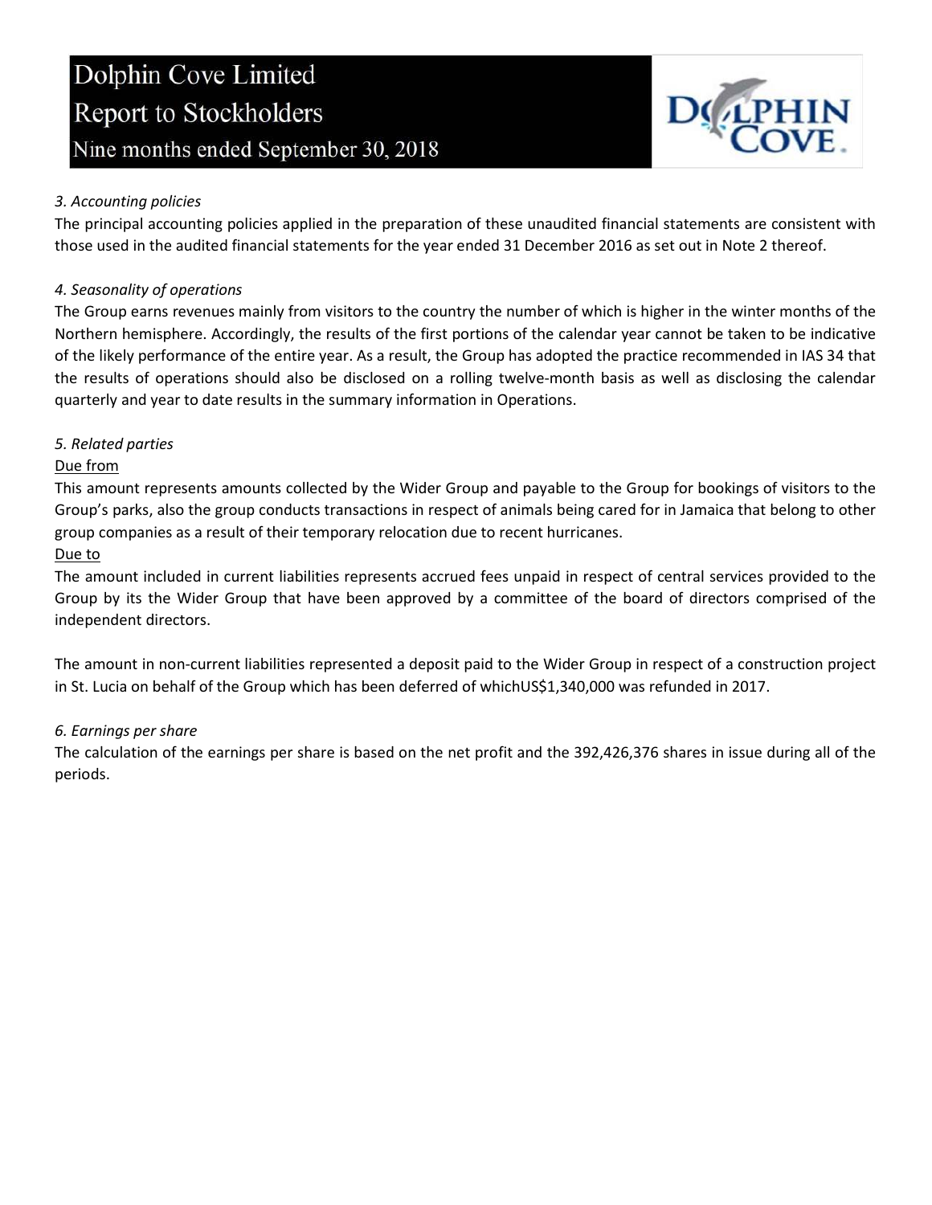### *3. Accounting policies*

The principal accounting policies applied in the preparation of these unaudited financial statements are consistent with those used in the audited financial statements for the year ended 31 December 2016 as set out in Note 2 thereof.

### *4. Seasonality of operations*

The Group earns revenues mainly from visitors to the country the number of which is higher in the winter months of the Northern hemisphere. Accordingly, the results of the first portions of the calendar year cannot be taken to be indicative of the likely performance of the entire year. As a result, the Group has adopted the practice recommended in IAS 34 that the results of operations should also be disclosed on a rolling twelve-month basis as well as disclosing the calendar quarterly and year to date results in the summary information in Operations.

### *5. Related parties*

<u>Due from</u>

This amount represents amounts collected by the Wider Group and payable to the Group for bookings of visitors to the Group's parks, also the group conducts transactions in respect of animals being cared for in Jamaica that belong to other group companies as a result of their temporary relocation due to recent hurricanes.

<u>Due to</u>

The amount included in current liabilities represents accrued fees unpaid in respect of central services provided to the Group by its the Wider Group that have been approved by a committee of the board of directors comprised of the independent directors.

The amount in non-current liabilities represented a deposit paid to the Wider Group in respect of a construction project in St. Lucia on behalf of the Group which has been deferred of whichUS$1,340,000 was refunded in 2017.

### *6. Earnings per share*

The calculation of the earnings per share is based on the net profit and the 392,426,376 shares in issue during all of the periods.